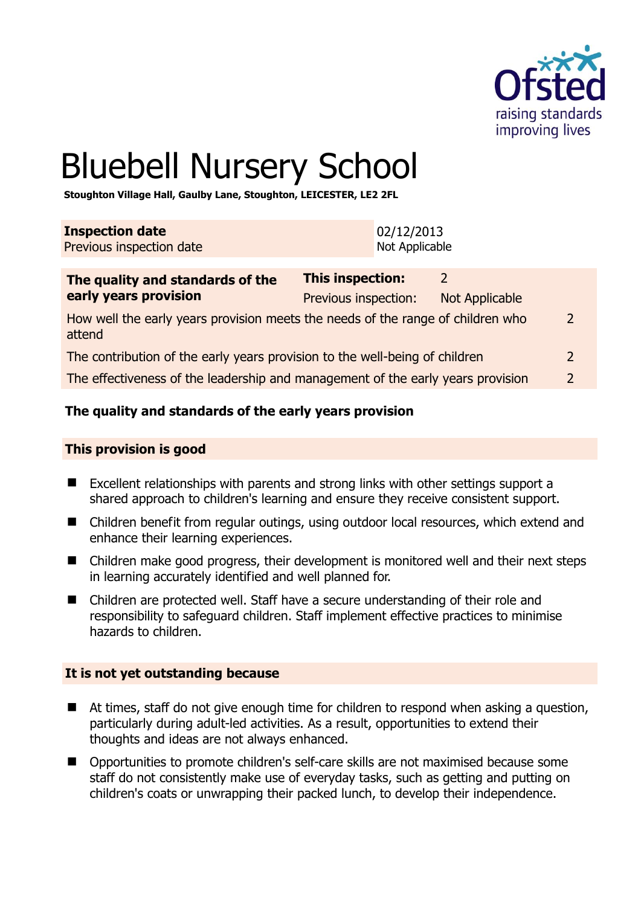# Bluebell Nursery School

**Stoughton Village Hall, Gaulby Lane, Stoughton, LEICESTER, LE2 2FL**

| **Inspection date** | 02/12/2013 |
|---|---|
| Previous inspection date | Not Applicable |

| **The quality and standards of the early years provision** | **This inspection:** | 2 |
|---|---|---|
| | Previous inspection: | Not Applicable |
| How well the early years provision meets the needs of the range of children who attend | | 2 |
| The contribution of the early years provision to the well-being of children | | 2 |
| The effectiveness of the leadership and management of the early years provision | | 2 |

### The quality and standards of the early years provision

#### This provision is good

- Excellent relationships with parents and strong links with other settings support a shared approach to children's learning and ensure they receive consistent support.
- Children benefit from regular outings, using outdoor local resources, which extend and enhance their learning experiences.
- Children make good progress, their development is monitored well and their next steps in learning accurately identified and well planned for.
- Children are protected well. Staff have a secure understanding of their role and responsibility to safeguard children. Staff implement effective practices to minimise hazards to children.

#### It is not yet outstanding because

- At times, staff do not give enough time for children to respond when asking a question, particularly during adult-led activities. As a result, opportunities to extend their thoughts and ideas are not always enhanced.
- Opportunities to promote children's self-care skills are not maximised because some staff do not consistently make use of everyday tasks, such as getting and putting on children's coats or unwrapping their packed lunch, to develop their independence.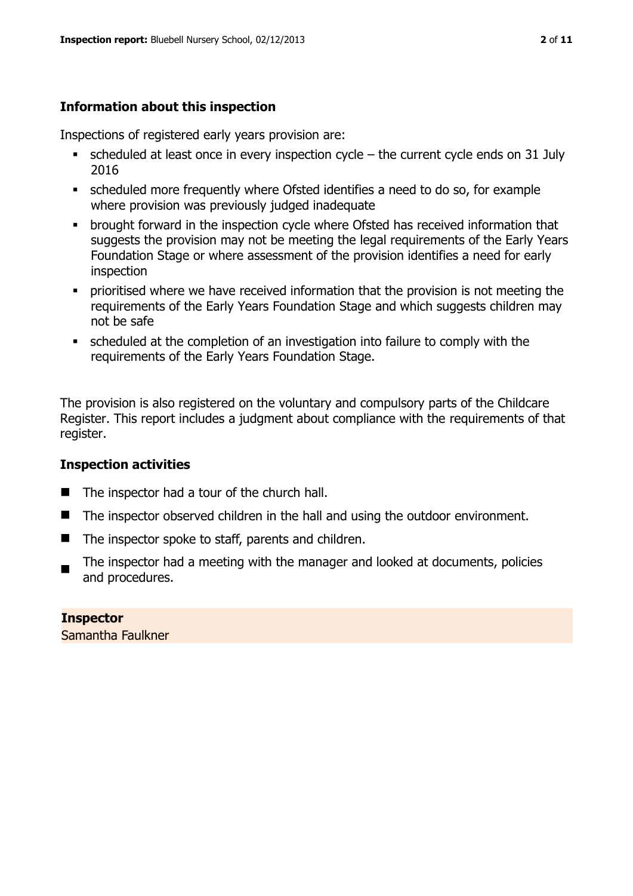## Information about this inspection

Inspections of registered early years provision are:

- scheduled at least once in every inspection cycle – the current cycle ends on 31 July 2016
- scheduled more frequently where Ofsted identifies a need to do so, for example where provision was previously judged inadequate
- brought forward in the inspection cycle where Ofsted has received information that suggests the provision may not be meeting the legal requirements of the Early Years Foundation Stage or where assessment of the provision identifies a need for early inspection
- prioritised where we have received information that the provision is not meeting the requirements of the Early Years Foundation Stage and which suggests children may not be safe
- scheduled at the completion of an investigation into failure to comply with the requirements of the Early Years Foundation Stage.

The provision is also registered on the voluntary and compulsory parts of the Childcare Register. This report includes a judgment about compliance with the requirements of that register.

## Inspection activities

- The inspector had a tour of the church hall.
- The inspector observed children in the hall and using the outdoor environment.
- The inspector spoke to staff, parents and children.
- The inspector had a meeting with the manager and looked at documents, policies and procedures.

**Inspector**
Samantha Faulkner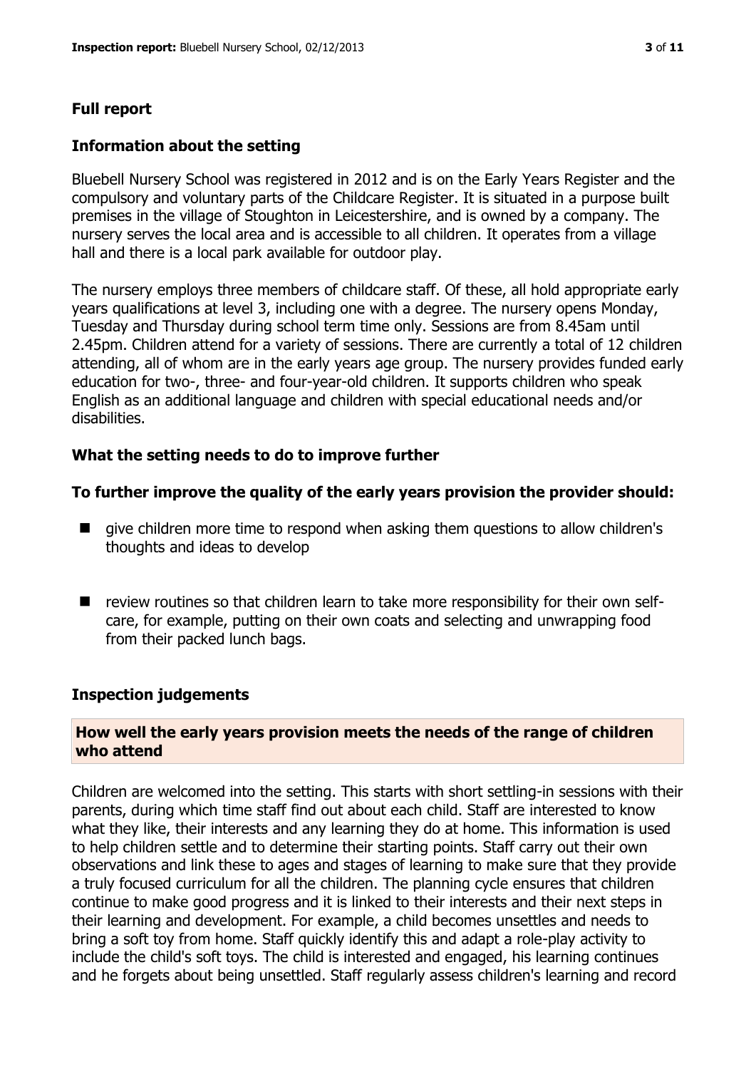## Full report

### Information about the setting

Bluebell Nursery School was registered in 2012 and is on the Early Years Register and the compulsory and voluntary parts of the Childcare Register. It is situated in a purpose built premises in the village of Stoughton in Leicestershire, and is owned by a company. The nursery serves the local area and is accessible to all children. It operates from a village hall and there is a local park available for outdoor play.

The nursery employs three members of childcare staff. Of these, all hold appropriate early years qualifications at level 3, including one with a degree. The nursery opens Monday, Tuesday and Thursday during school term time only. Sessions are from 8.45am until 2.45pm. Children attend for a variety of sessions. There are currently a total of 12 children attending, all of whom are in the early years age group. The nursery provides funded early education for two-, three- and four-year-old children. It supports children who speak English as an additional language and children with special educational needs and/or disabilities.

### What the setting needs to do to improve further

### To further improve the quality of the early years provision the provider should:

- give children more time to respond when asking them questions to allow children's thoughts and ideas to develop
- review routines so that children learn to take more responsibility for their own self-care, for example, putting on their own coats and selecting and unwrapping food from their packed lunch bags.

### Inspection judgements

#### How well the early years provision meets the needs of the range of children who attend

Children are welcomed into the setting. This starts with short settling-in sessions with their parents, during which time staff find out about each child. Staff are interested to know what they like, their interests and any learning they do at home. This information is used to help children settle and to determine their starting points. Staff carry out their own observations and link these to ages and stages of learning to make sure that they provide a truly focused curriculum for all the children. The planning cycle ensures that children continue to make good progress and it is linked to their interests and their next steps in their learning and development. For example, a child becomes unsettles and needs to bring a soft toy from home. Staff quickly identify this and adapt a role-play activity to include the child's soft toys. The child is interested and engaged, his learning continues and he forgets about being unsettled. Staff regularly assess children's learning and record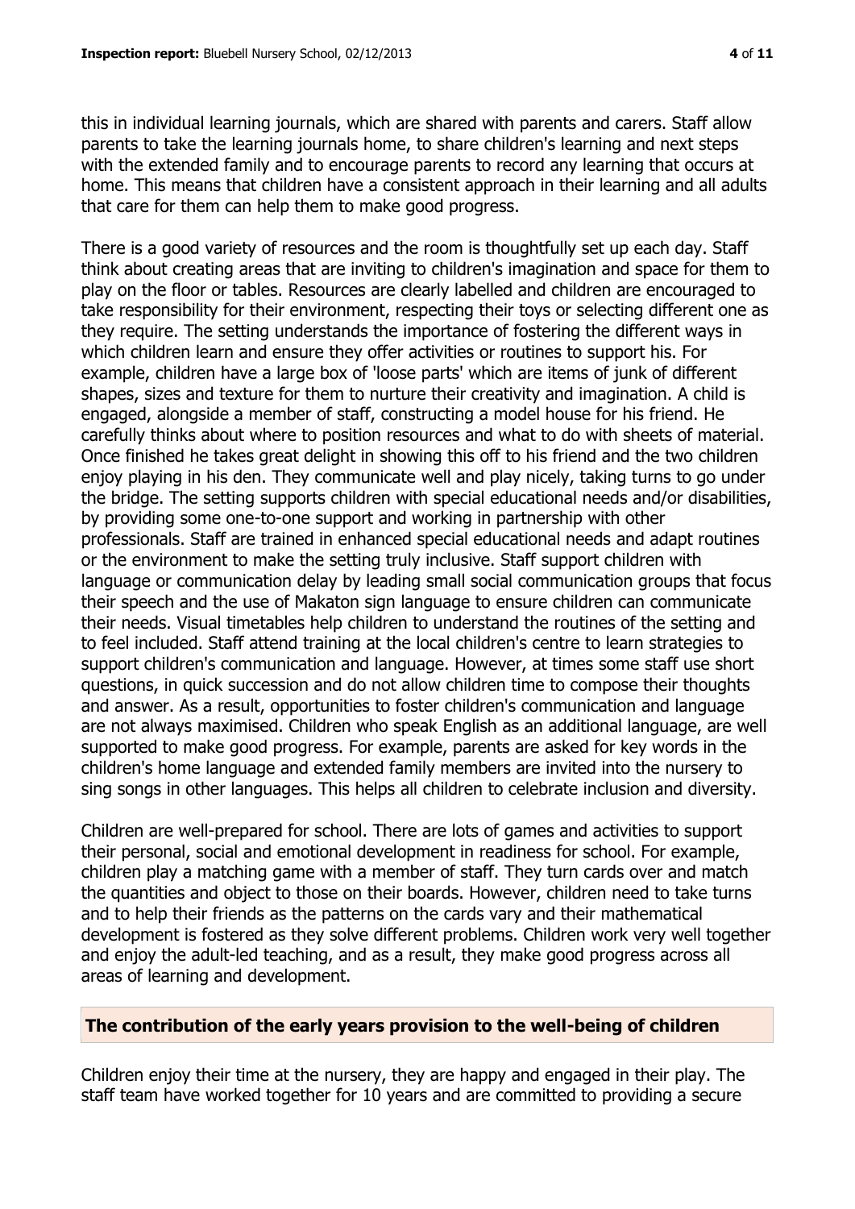this in individual learning journals, which are shared with parents and carers. Staff allow parents to take the learning journals home, to share children's learning and next steps with the extended family and to encourage parents to record any learning that occurs at home. This means that children have a consistent approach in their learning and all adults that care for them can help them to make good progress.

There is a good variety of resources and the room is thoughtfully set up each day. Staff think about creating areas that are inviting to children's imagination and space for them to play on the floor or tables. Resources are clearly labelled and children are encouraged to take responsibility for their environment, respecting their toys or selecting different one as they require. The setting understands the importance of fostering the different ways in which children learn and ensure they offer activities or routines to support his. For example, children have a large box of 'loose parts' which are items of junk of different shapes, sizes and texture for them to nurture their creativity and imagination. A child is engaged, alongside a member of staff, constructing a model house for his friend. He carefully thinks about where to position resources and what to do with sheets of material. Once finished he takes great delight in showing this off to his friend and the two children enjoy playing in his den. They communicate well and play nicely, taking turns to go under the bridge. The setting supports children with special educational needs and/or disabilities, by providing some one-to-one support and working in partnership with other professionals. Staff are trained in enhanced special educational needs and adapt routines or the environment to make the setting truly inclusive. Staff support children with language or communication delay by leading small social communication groups that focus their speech and the use of Makaton sign language to ensure children can communicate their needs. Visual timetables help children to understand the routines of the setting and to feel included. Staff attend training at the local children's centre to learn strategies to support children's communication and language. However, at times some staff use short questions, in quick succession and do not allow children time to compose their thoughts and answer. As a result, opportunities to foster children's communication and language are not always maximised. Children who speak English as an additional language, are well supported to make good progress. For example, parents are asked for key words in the children's home language and extended family members are invited into the nursery to sing songs in other languages. This helps all children to celebrate inclusion and diversity.

Children are well-prepared for school. There are lots of games and activities to support their personal, social and emotional development in readiness for school. For example, children play a matching game with a member of staff. They turn cards over and match the quantities and object to those on their boards. However, children need to take turns and to help their friends as the patterns on the cards vary and their mathematical development is fostered as they solve different problems. Children work very well together and enjoy the adult-led teaching, and as a result, they make good progress across all areas of learning and development.

## The contribution of the early years provision to the well-being of children

Children enjoy their time at the nursery, they are happy and engaged in their play. The staff team have worked together for 10 years and are committed to providing a secure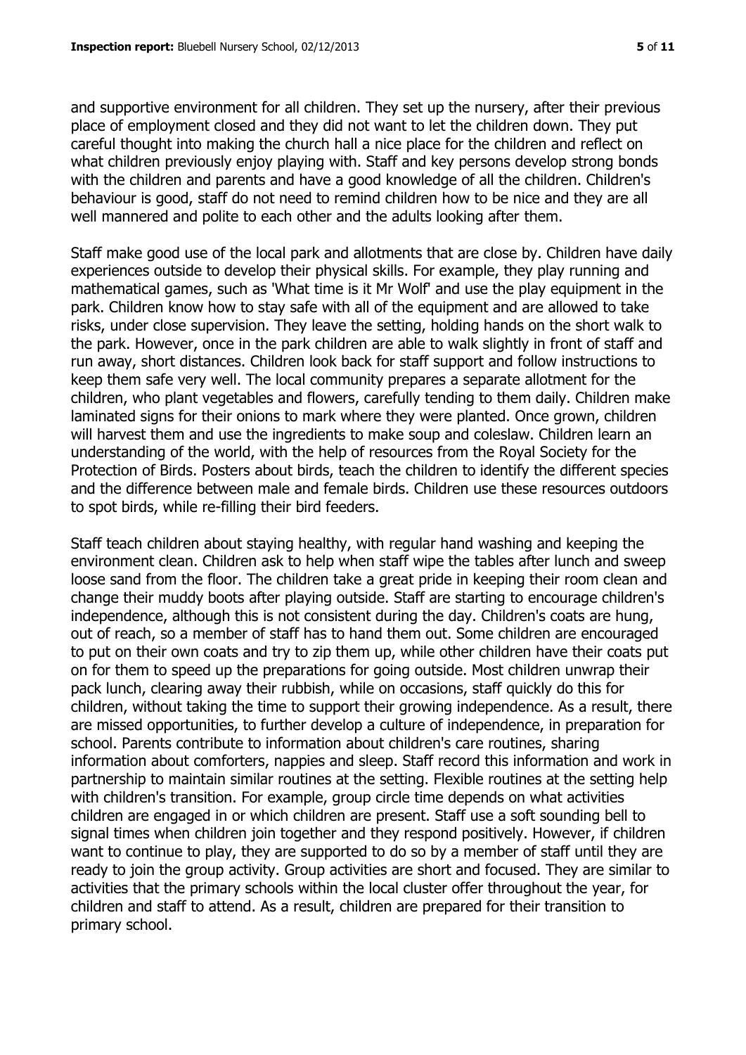and supportive environment for all children. They set up the nursery, after their previous place of employment closed and they did not want to let the children down. They put careful thought into making the church hall a nice place for the children and reflect on what children previously enjoy playing with. Staff and key persons develop strong bonds with the children and parents and have a good knowledge of all the children. Children's behaviour is good, staff do not need to remind children how to be nice and they are all well mannered and polite to each other and the adults looking after them.

Staff make good use of the local park and allotments that are close by. Children have daily experiences outside to develop their physical skills. For example, they play running and mathematical games, such as 'What time is it Mr Wolf' and use the play equipment in the park. Children know how to stay safe with all of the equipment and are allowed to take risks, under close supervision. They leave the setting, holding hands on the short walk to the park. However, once in the park children are able to walk slightly in front of staff and run away, short distances. Children look back for staff support and follow instructions to keep them safe very well. The local community prepares a separate allotment for the children, who plant vegetables and flowers, carefully tending to them daily. Children make laminated signs for their onions to mark where they were planted. Once grown, children will harvest them and use the ingredients to make soup and coleslaw. Children learn an understanding of the world, with the help of resources from the Royal Society for the Protection of Birds. Posters about birds, teach the children to identify the different species and the difference between male and female birds. Children use these resources outdoors to spot birds, while re-filling their bird feeders.

Staff teach children about staying healthy, with regular hand washing and keeping the environment clean. Children ask to help when staff wipe the tables after lunch and sweep loose sand from the floor. The children take a great pride in keeping their room clean and change their muddy boots after playing outside. Staff are starting to encourage children's independence, although this is not consistent during the day. Children's coats are hung, out of reach, so a member of staff has to hand them out. Some children are encouraged to put on their own coats and try to zip them up, while other children have their coats put on for them to speed up the preparations for going outside. Most children unwrap their pack lunch, clearing away their rubbish, while on occasions, staff quickly do this for children, without taking the time to support their growing independence. As a result, there are missed opportunities, to further develop a culture of independence, in preparation for school. Parents contribute to information about children's care routines, sharing information about comforters, nappies and sleep. Staff record this information and work in partnership to maintain similar routines at the setting. Flexible routines at the setting help with children's transition. For example, group circle time depends on what activities children are engaged in or which children are present. Staff use a soft sounding bell to signal times when children join together and they respond positively. However, if children want to continue to play, they are supported to do so by a member of staff until they are ready to join the group activity. Group activities are short and focused. They are similar to activities that the primary schools within the local cluster offer throughout the year, for children and staff to attend. As a result, children are prepared for their transition to primary school.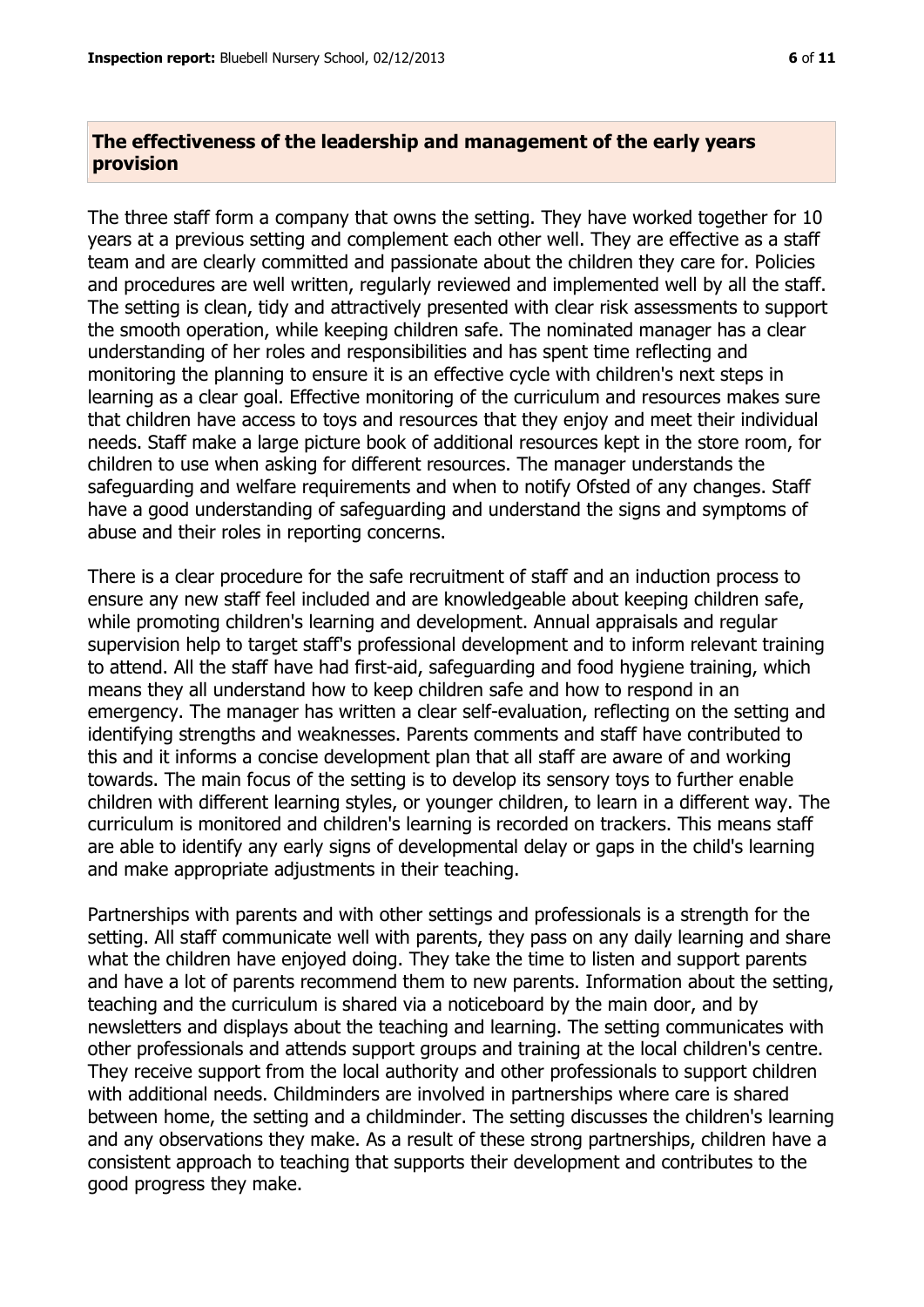## The effectiveness of the leadership and management of the early years provision

The three staff form a company that owns the setting. They have worked together for 10 years at a previous setting and complement each other well. They are effective as a staff team and are clearly committed and passionate about the children they care for. Policies and procedures are well written, regularly reviewed and implemented well by all the staff. The setting is clean, tidy and attractively presented with clear risk assessments to support the smooth operation, while keeping children safe. The nominated manager has a clear understanding of her roles and responsibilities and has spent time reflecting and monitoring the planning to ensure it is an effective cycle with children's next steps in learning as a clear goal. Effective monitoring of the curriculum and resources makes sure that children have access to toys and resources that they enjoy and meet their individual needs. Staff make a large picture book of additional resources kept in the store room, for children to use when asking for different resources. The manager understands the safeguarding and welfare requirements and when to notify Ofsted of any changes. Staff have a good understanding of safeguarding and understand the signs and symptoms of abuse and their roles in reporting concerns.

There is a clear procedure for the safe recruitment of staff and an induction process to ensure any new staff feel included and are knowledgeable about keeping children safe, while promoting children's learning and development. Annual appraisals and regular supervision help to target staff's professional development and to inform relevant training to attend. All the staff have had first-aid, safeguarding and food hygiene training, which means they all understand how to keep children safe and how to respond in an emergency. The manager has written a clear self-evaluation, reflecting on the setting and identifying strengths and weaknesses. Parents comments and staff have contributed to this and it informs a concise development plan that all staff are aware of and working towards. The main focus of the setting is to develop its sensory toys to further enable children with different learning styles, or younger children, to learn in a different way. The curriculum is monitored and children's learning is recorded on trackers. This means staff are able to identify any early signs of developmental delay or gaps in the child's learning and make appropriate adjustments in their teaching.

Partnerships with parents and with other settings and professionals is a strength for the setting. All staff communicate well with parents, they pass on any daily learning and share what the children have enjoyed doing. They take the time to listen and support parents and have a lot of parents recommend them to new parents. Information about the setting, teaching and the curriculum is shared via a noticeboard by the main door, and by newsletters and displays about the teaching and learning. The setting communicates with other professionals and attends support groups and training at the local children's centre. They receive support from the local authority and other professionals to support children with additional needs. Childminders are involved in partnerships where care is shared between home, the setting and a childminder. The setting discusses the children's learning and any observations they make. As a result of these strong partnerships, children have a consistent approach to teaching that supports their development and contributes to the good progress they make.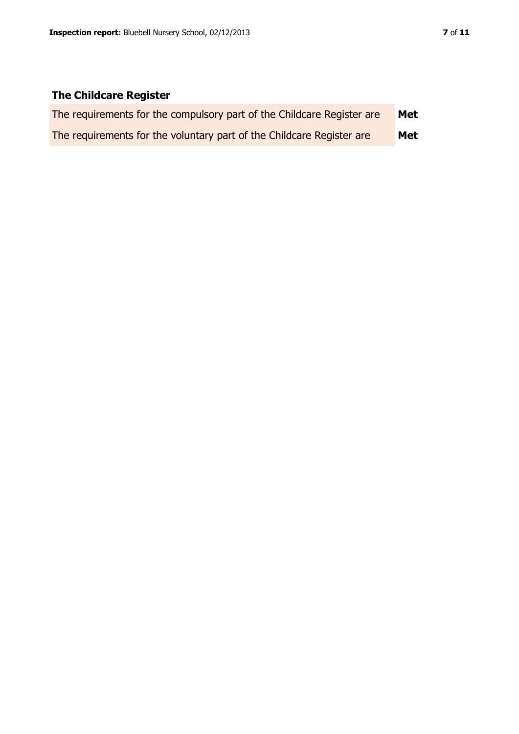## The Childcare Register

| | |
|---|---|
| The requirements for the compulsory part of the Childcare Register are | **Met** |
| The requirements for the voluntary part of the Childcare Register are | **Met** |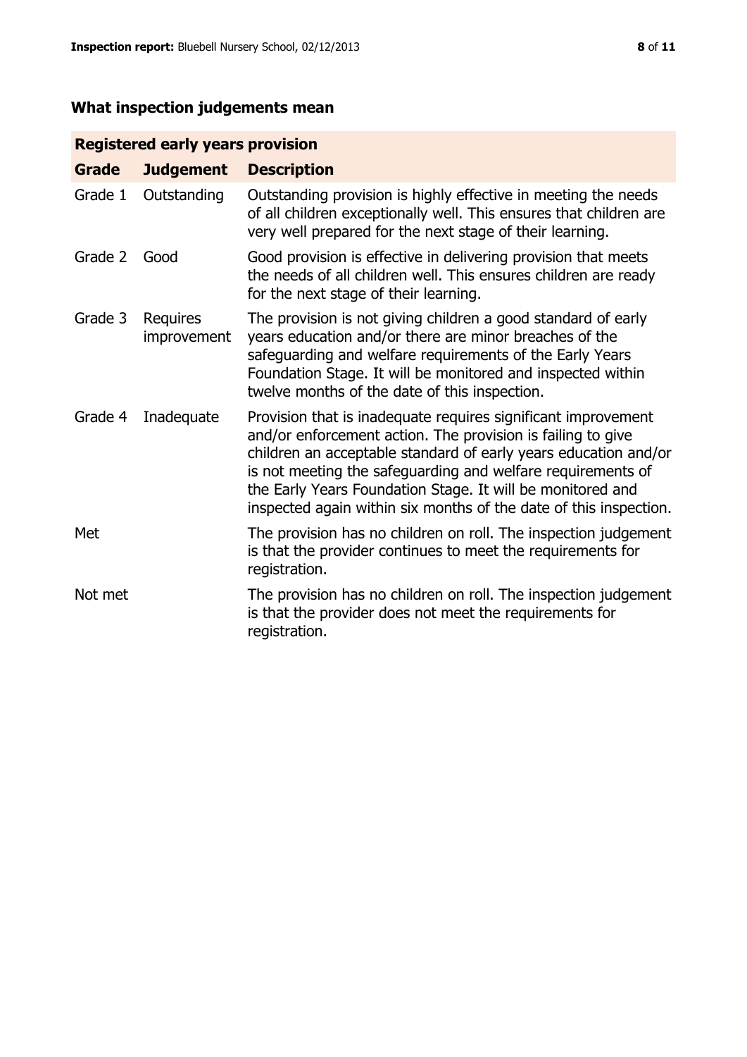## What inspection judgements mean

| Registered early years provision | | |
|---|---|---|
| **Grade** | **Judgement** | **Description** |
| Grade 1 | Outstanding | Outstanding provision is highly effective in meeting the needs of all children exceptionally well. This ensures that children are very well prepared for the next stage of their learning. |
| Grade 2 | Good | Good provision is effective in delivering provision that meets the needs of all children well. This ensures children are ready for the next stage of their learning. |
| Grade 3 | Requires improvement | The provision is not giving children a good standard of early years education and/or there are minor breaches of the safeguarding and welfare requirements of the Early Years Foundation Stage. It will be monitored and inspected within twelve months of the date of this inspection. |
| Grade 4 | Inadequate | Provision that is inadequate requires significant improvement and/or enforcement action. The provision is failing to give children an acceptable standard of early years education and/or is not meeting the safeguarding and welfare requirements of the Early Years Foundation Stage. It will be monitored and inspected again within six months of the date of this inspection. |
| Met | | The provision has no children on roll. The inspection judgement is that the provider continues to meet the requirements for registration. |
| Not met | | The provision has no children on roll. The inspection judgement is that the provider does not meet the requirements for registration. |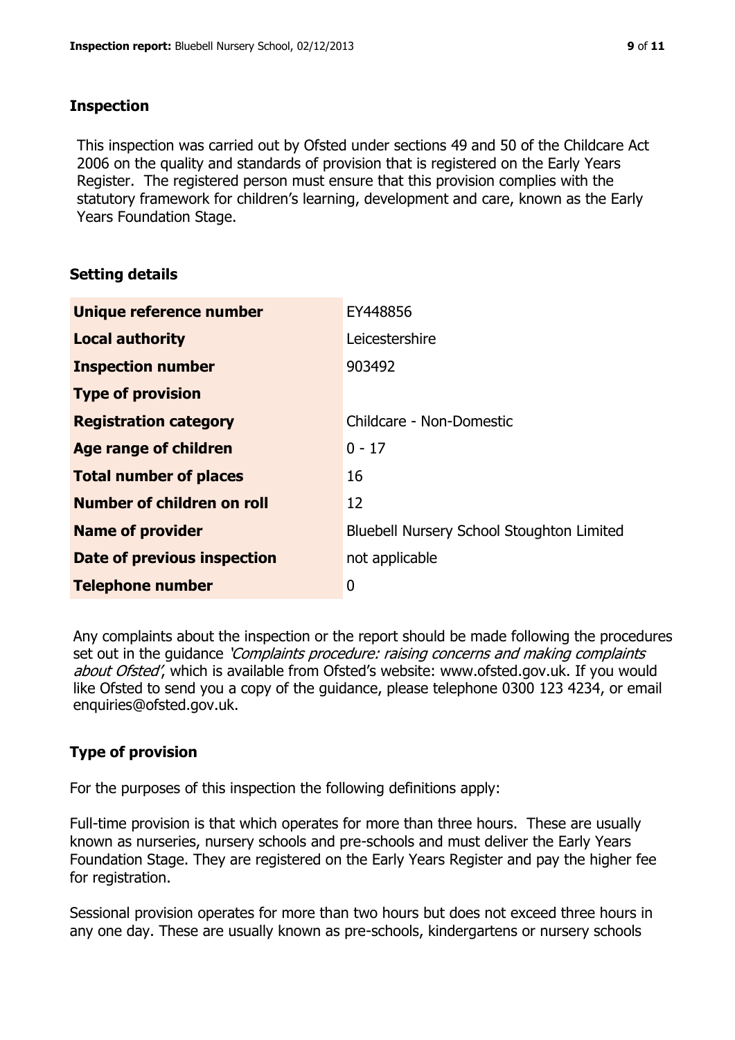## Inspection

This inspection was carried out by Ofsted under sections 49 and 50 of the Childcare Act 2006 on the quality and standards of provision that is registered on the Early Years Register. The registered person must ensure that this provision complies with the statutory framework for children's learning, development and care, known as the Early Years Foundation Stage.

## Setting details

| | |
|---|---|
| **Unique reference number** | EY448856 |
| **Local authority** | Leicestershire |
| **Inspection number** | 903492 |
| **Type of provision** | |
| **Registration category** | Childcare - Non-Domestic |
| **Age range of children** | 0 - 17 |
| **Total number of places** | 16 |
| **Number of children on roll** | 12 |
| **Name of provider** | Bluebell Nursery School Stoughton Limited |
| **Date of previous inspection** | not applicable |
| **Telephone number** | 0 |

Any complaints about the inspection or the report should be made following the procedures set out in the guidance *'Complaints procedure: raising concerns and making complaints about Ofsted'*, which is available from Ofsted's website: www.ofsted.gov.uk. If you would like Ofsted to send you a copy of the guidance, please telephone 0300 123 4234, or email enquiries@ofsted.gov.uk.

## Type of provision

For the purposes of this inspection the following definitions apply:

Full-time provision is that which operates for more than three hours. These are usually known as nurseries, nursery schools and pre-schools and must deliver the Early Years Foundation Stage. They are registered on the Early Years Register and pay the higher fee for registration.

Sessional provision operates for more than two hours but does not exceed three hours in any one day. These are usually known as pre-schools, kindergartens or nursery schools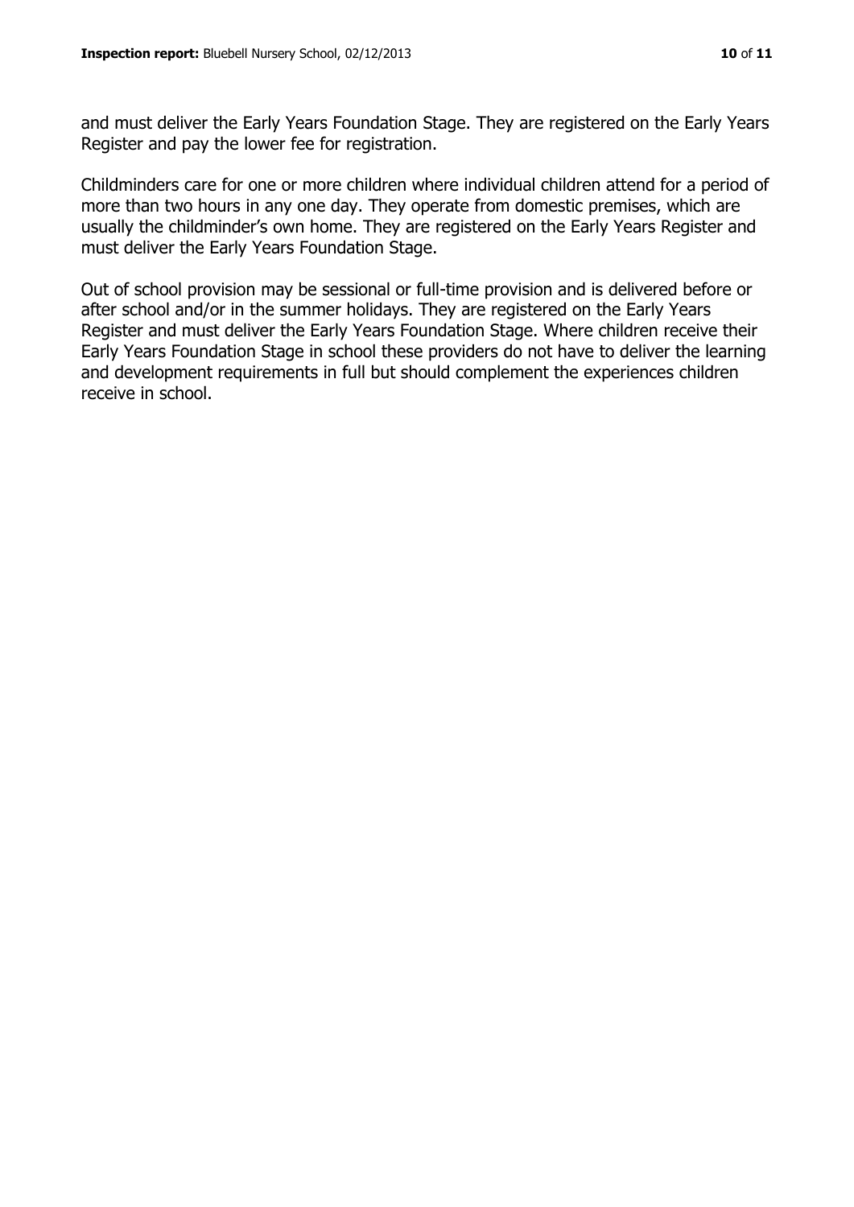and must deliver the Early Years Foundation Stage. They are registered on the Early Years Register and pay the lower fee for registration.

Childminders care for one or more children where individual children attend for a period of more than two hours in any one day. They operate from domestic premises, which are usually the childminder's own home. They are registered on the Early Years Register and must deliver the Early Years Foundation Stage.

Out of school provision may be sessional or full-time provision and is delivered before or after school and/or in the summer holidays. They are registered on the Early Years Register and must deliver the Early Years Foundation Stage. Where children receive their Early Years Foundation Stage in school these providers do not have to deliver the learning and development requirements in full but should complement the experiences children receive in school.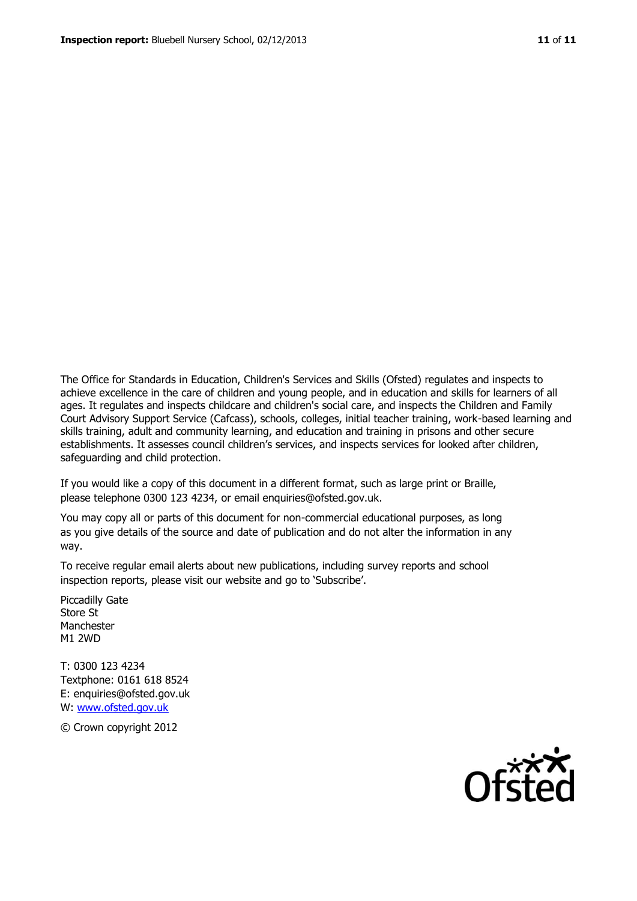The Office for Standards in Education, Children's Services and Skills (Ofsted) regulates and inspects to achieve excellence in the care of children and young people, and in education and skills for learners of all ages. It regulates and inspects childcare and children's social care, and inspects the Children and Family Court Advisory Support Service (Cafcass), schools, colleges, initial teacher training, work-based learning and skills training, adult and community learning, and education and training in prisons and other secure establishments. It assesses council children's services, and inspects services for looked after children, safeguarding and child protection.

If you would like a copy of this document in a different format, such as large print or Braille, please telephone 0300 123 4234, or email enquiries@ofsted.gov.uk.

You may copy all or parts of this document for non-commercial educational purposes, as long as you give details of the source and date of publication and do not alter the information in any way.

To receive regular email alerts about new publications, including survey reports and school inspection reports, please visit our website and go to 'Subscribe'.

Piccadilly Gate
Store St
Manchester
M1 2WD

T: 0300 123 4234
Textphone: 0161 618 8524
E: enquiries@ofsted.gov.uk
W: www.ofsted.gov.uk

© Crown copyright 2012

Ofsted